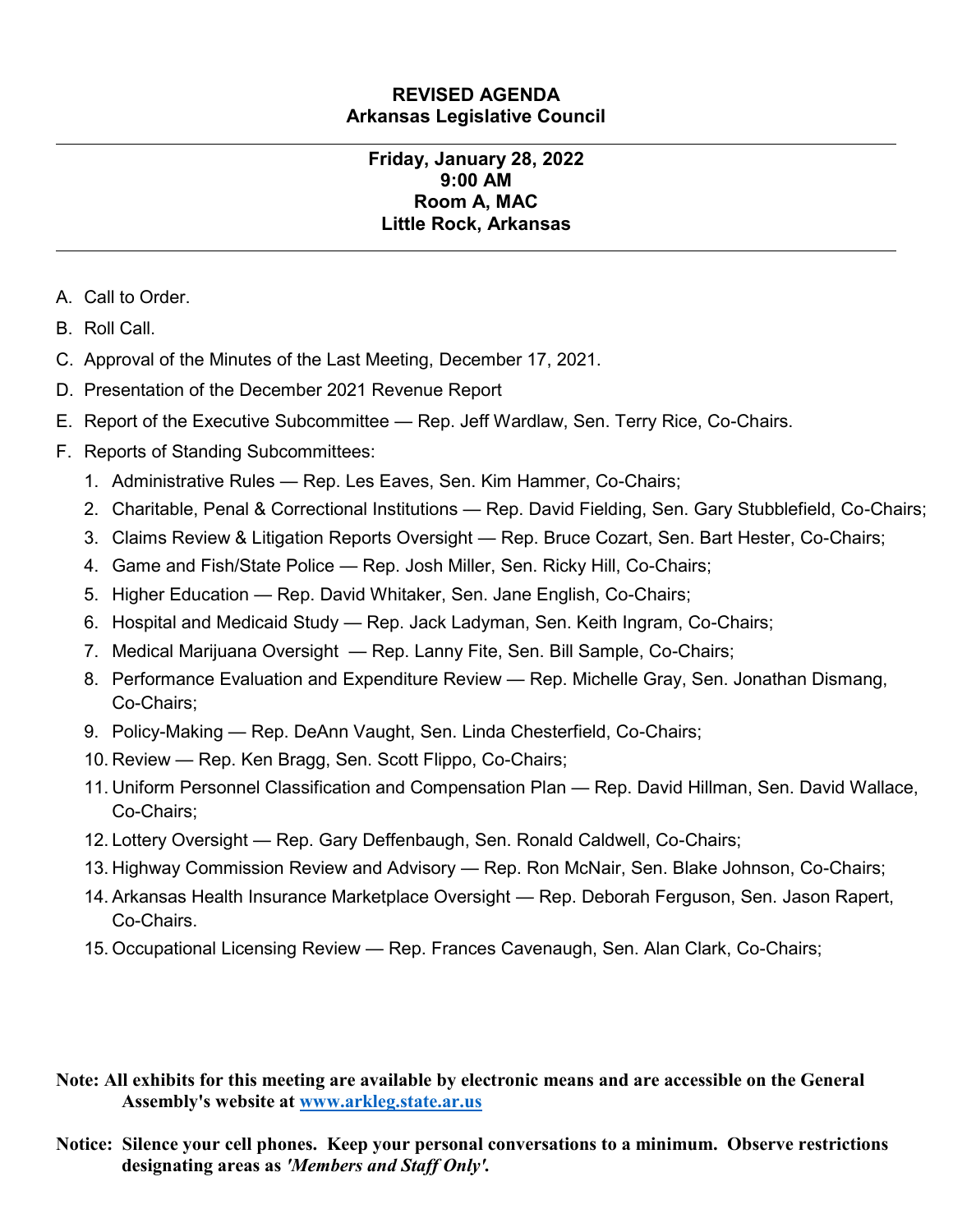# REVISED AGENDA
## Arkansas Legislative Council

---

**Friday, January 28, 2022**
**9:00 AM**
**Room A, MAC**
**Little Rock, Arkansas**

---

A. Call to Order.

B. Roll Call.

C. Approval of the Minutes of the Last Meeting, December 17, 2021.

D. Presentation of the December 2021 Revenue Report

E. Report of the Executive Subcommittee — Rep. Jeff Wardlaw, Sen. Terry Rice, Co-Chairs.

F. Reports of Standing Subcommittees:

1. Administrative Rules — Rep. Les Eaves, Sen. Kim Hammer, Co-Chairs;
2. Charitable, Penal & Correctional Institutions — Rep. David Fielding, Sen. Gary Stubblefield, Co-Chairs;
3. Claims Review & Litigation Reports Oversight — Rep. Bruce Cozart, Sen. Bart Hester, Co-Chairs;
4. Game and Fish/State Police — Rep. Josh Miller, Sen. Ricky Hill, Co-Chairs;
5. Higher Education — Rep. David Whitaker, Sen. Jane English, Co-Chairs;
6. Hospital and Medicaid Study — Rep. Jack Ladyman, Sen. Keith Ingram, Co-Chairs;
7. Medical Marijuana Oversight — Rep. Lanny Fite, Sen. Bill Sample, Co-Chairs;
8. Performance Evaluation and Expenditure Review — Rep. Michelle Gray, Sen. Jonathan Dismang, Co-Chairs;
9. Policy-Making — Rep. DeAnn Vaught, Sen. Linda Chesterfield, Co-Chairs;
10. Review — Rep. Ken Bragg, Sen. Scott Flippo, Co-Chairs;
11. Uniform Personnel Classification and Compensation Plan — Rep. David Hillman, Sen. David Wallace, Co-Chairs;
12. Lottery Oversight — Rep. Gary Deffenbaugh, Sen. Ronald Caldwell, Co-Chairs;
13. Highway Commission Review and Advisory — Rep. Ron McNair, Sen. Blake Johnson, Co-Chairs;
14. Arkansas Health Insurance Marketplace Oversight — Rep. Deborah Ferguson, Sen. Jason Rapert, Co-Chairs.
15. Occupational Licensing Review — Rep. Frances Cavenaugh, Sen. Alan Clark, Co-Chairs;

**Note: All exhibits for this meeting are available by electronic means and are accessible on the General Assembly's website at [www.arkleg.state.ar.us](http://www.arkleg.state.ar.us)**

**Notice: Silence your cell phones. Keep your personal conversations to a minimum. Observe restrictions designating areas as *'Members and Staff Only'*.**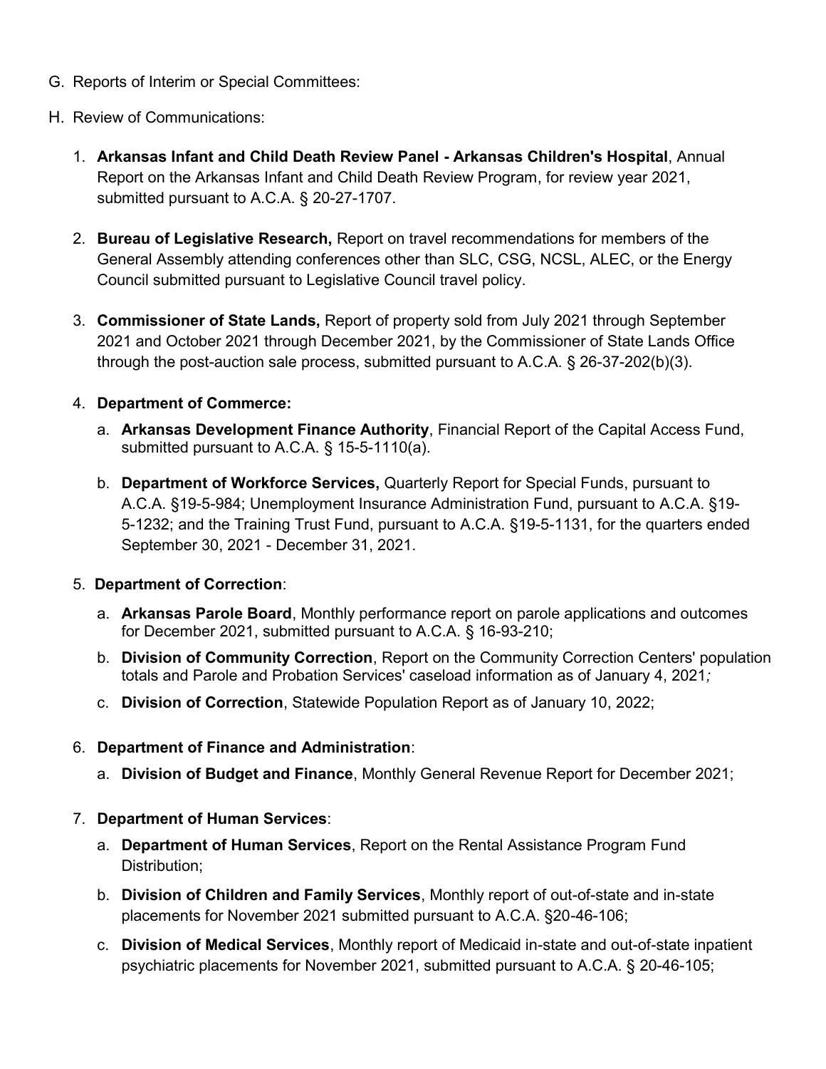G. Reports of Interim or Special Committees:

H. Review of Communications:

1. **Arkansas Infant and Child Death Review Panel - Arkansas Children's Hospital**, Annual Report on the Arkansas Infant and Child Death Review Program, for review year 2021, submitted pursuant to A.C.A. § 20-27-1707.

2. **Bureau of Legislative Research,** Report on travel recommendations for members of the General Assembly attending conferences other than SLC, CSG, NCSL, ALEC, or the Energy Council submitted pursuant to Legislative Council travel policy.

3. **Commissioner of State Lands,** Report of property sold from July 2021 through September 2021 and October 2021 through December 2021, by the Commissioner of State Lands Office through the post-auction sale process, submitted pursuant to A.C.A. § 26-37-202(b)(3).

4. **Department of Commerce:**

   a. **Arkansas Development Finance Authority**, Financial Report of the Capital Access Fund, submitted pursuant to A.C.A. § 15-5-1110(a).

   b. **Department of Workforce Services,** Quarterly Report for Special Funds, pursuant to A.C.A. §19-5-984; Unemployment Insurance Administration Fund, pursuant to A.C.A. §19-5-1232; and the Training Trust Fund, pursuant to A.C.A. §19-5-1131, for the quarters ended September 30, 2021 - December 31, 2021.

5. **Department of Correction**:

   a. **Arkansas Parole Board**, Monthly performance report on parole applications and outcomes for December 2021, submitted pursuant to A.C.A. § 16-93-210;

   b. **Division of Community Correction**, Report on the Community Correction Centers' population totals and Parole and Probation Services' caseload information as of January 4, 2021*;*

   c. **Division of Correction**, Statewide Population Report as of January 10, 2022;

6. **Department of Finance and Administration**:

   a. **Division of Budget and Finance**, Monthly General Revenue Report for December 2021;

7. **Department of Human Services**:

   a. **Department of Human Services**, Report on the Rental Assistance Program Fund Distribution;

   b. **Division of Children and Family Services**, Monthly report of out-of-state and in-state placements for November 2021 submitted pursuant to A.C.A. §20-46-106;

   c. **Division of Medical Services**, Monthly report of Medicaid in-state and out-of-state inpatient psychiatric placements for November 2021, submitted pursuant to A.C.A. § 20-46-105;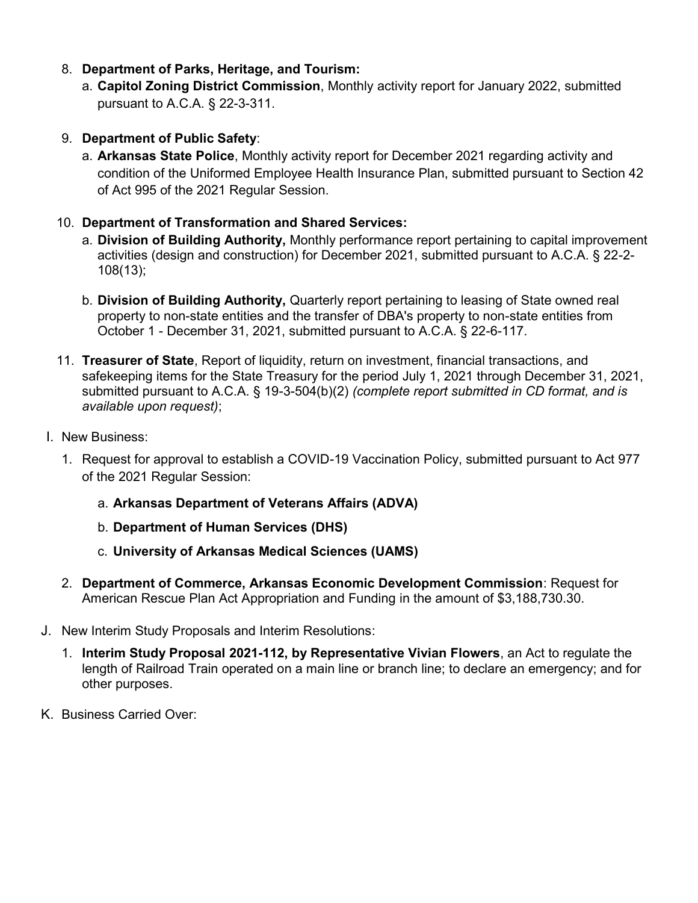8. **Department of Parks, Heritage, and Tourism:**
   a. **Capitol Zoning District Commission**, Monthly activity report for January 2022, submitted pursuant to A.C.A. § 22-3-311.

9. **Department of Public Safety**:
   a. **Arkansas State Police**, Monthly activity report for December 2021 regarding activity and condition of the Uniformed Employee Health Insurance Plan, submitted pursuant to Section 42 of Act 995 of the 2021 Regular Session.

10. **Department of Transformation and Shared Services:**
    a. **Division of Building Authority,** Monthly performance report pertaining to capital improvement activities (design and construction) for December 2021, submitted pursuant to A.C.A. § 22-2-108(13);

    b. **Division of Building Authority,** Quarterly report pertaining to leasing of State owned real property to non-state entities and the transfer of DBA's property to non-state entities from October 1 - December 31, 2021, submitted pursuant to A.C.A. § 22-6-117.

11. **Treasurer of State**, Report of liquidity, return on investment, financial transactions, and safekeeping items for the State Treasury for the period July 1, 2021 through December 31, 2021, submitted pursuant to A.C.A. § 19-3-504(b)(2) *(complete report submitted in CD format, and is available upon request)*;

I. New Business:

1. Request for approval to establish a COVID-19 Vaccination Policy, submitted pursuant to Act 977 of the 2021 Regular Session:

   a. **Arkansas Department of Veterans Affairs (ADVA)**

   b. **Department of Human Services (DHS)**

   c. **University of Arkansas Medical Sciences (UAMS)**

2. **Department of Commerce, Arkansas Economic Development Commission**: Request for American Rescue Plan Act Appropriation and Funding in the amount of $3,188,730.30.

J. New Interim Study Proposals and Interim Resolutions:

1. **Interim Study Proposal 2021-112, by Representative Vivian Flowers**, an Act to regulate the length of Railroad Train operated on a main line or branch line; to declare an emergency; and for other purposes.

K. Business Carried Over: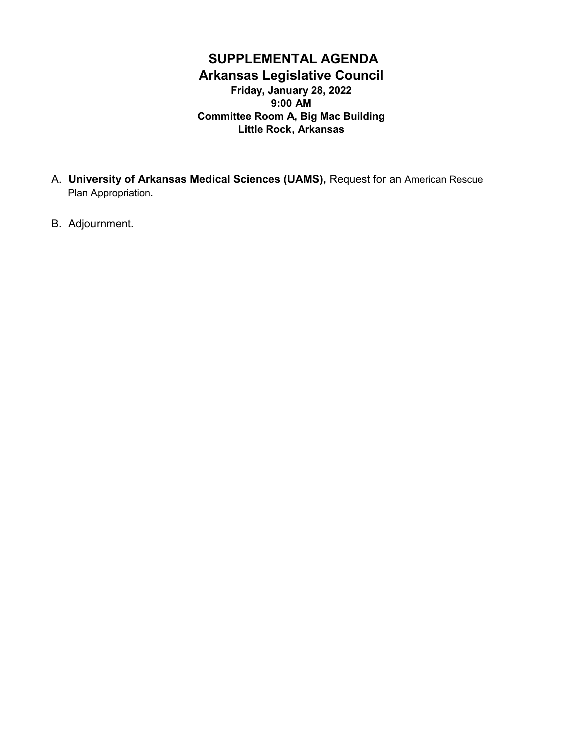# SUPPLEMENTAL AGENDA

## Arkansas Legislative Council

**Friday, January 28, 2022**
**9:00 AM**
**Committee Room A, Big Mac Building**
**Little Rock, Arkansas**

A. **University of Arkansas Medical Sciences (UAMS),** Request for an American Rescue Plan Appropriation.

B. Adjournment.